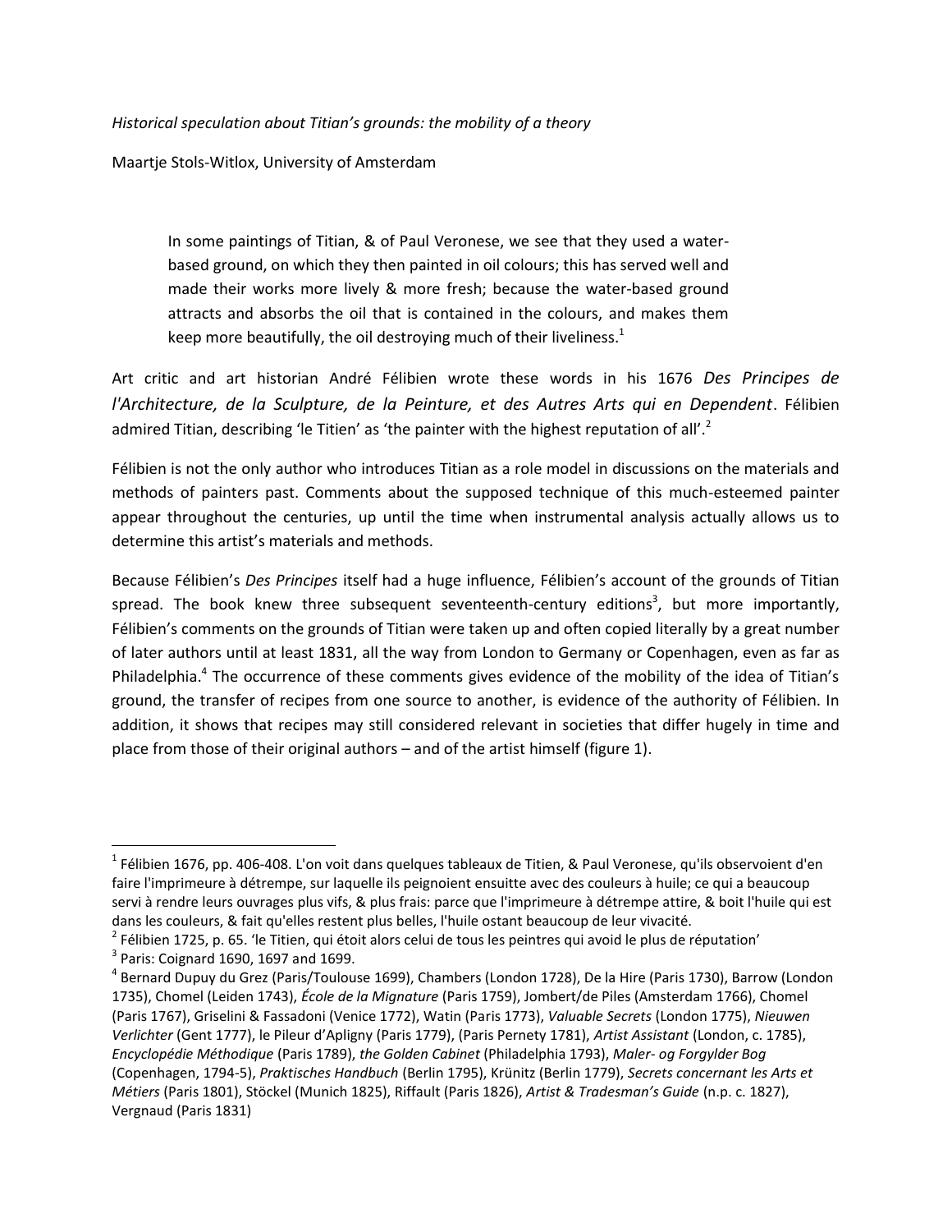*Historical speculation about Titian's grounds: the mobility of a theory*

Maartje Stols-Witlox, University of Amsterdam

> In some paintings of Titian, & of Paul Veronese, we see that they used a water-based ground, on which they then painted in oil colours; this has served well and made their works more lively & more fresh; because the water-based ground attracts and absorbs the oil that is contained in the colours, and makes them keep more beautifully, the oil destroying much of their liveliness.[1]

Art critic and art historian André Félibien wrote these words in his 1676 *Des Principes de l'Architecture, de la Sculpture, de la Peinture, et des Autres Arts qui en Dependent*. Félibien admired Titian, describing 'le Titien' as 'the painter with the highest reputation of all'.[2]

Félibien is not the only author who introduces Titian as a role model in discussions on the materials and methods of painters past. Comments about the supposed technique of this much-esteemed painter appear throughout the centuries, up until the time when instrumental analysis actually allows us to determine this artist's materials and methods.

Because Félibien's *Des Principes* itself had a huge influence, Félibien's account of the grounds of Titian spread. The book knew three subsequent seventeenth-century editions[3], but more importantly, Félibien's comments on the grounds of Titian were taken up and often copied literally by a great number of later authors until at least 1831, all the way from London to Germany or Copenhagen, even as far as Philadelphia.[4] The occurrence of these comments gives evidence of the mobility of the idea of Titian's ground, the transfer of recipes from one source to another, is evidence of the authority of Félibien. In addition, it shows that recipes may still considered relevant in societies that differ hugely in time and place from those of their original authors – and of the artist himself (figure 1).

---

[1] Félibien 1676, pp. 406-408. L'on voit dans quelques tableaux de Titien, & Paul Veronese, qu'ils observoient d'en faire l'imprimeure à détrempe, sur laquelle ils peignoient ensuitte avec des couleurs à huile; ce qui a beaucoup servi à rendre leurs ouvrages plus vifs, & plus frais: parce que l'imprimeure à détrempe attire, & boit l'huile qui est dans les couleurs, & fait qu'elles restent plus belles, l'huile ostant beaucoup de leur vivacité.

[2] Félibien 1725, p. 65. 'le Titien, qui étoit alors celui de tous les peintres qui avoid le plus de réputation'

[3] Paris: Coignard 1690, 1697 and 1699.

[4] Bernard Dupuy du Grez (Paris/Toulouse 1699), Chambers (London 1728), De la Hire (Paris 1730), Barrow (London 1735), Chomel (Leiden 1743), *École de la Mignature* (Paris 1759), Jombert/de Piles (Amsterdam 1766), Chomel (Paris 1767), Griselini & Fassadoni (Venice 1772), Watin (Paris 1773), *Valuable Secrets* (London 1775), *Nieuwen Verlichter* (Gent 1777), le Pileur d'Apligny (Paris 1779), (Paris Pernety 1781), *Artist Assistant* (London, c. 1785), *Encyclopédie Méthodique* (Paris 1789), *the Golden Cabinet* (Philadelphia 1793), *Maler- og Forgylder Bog* (Copenhagen, 1794-5), *Praktisches Handbuch* (Berlin 1795), Krünitz (Berlin 1779), *Secrets concernant les Arts et Métiers* (Paris 1801), Stöckel (Munich 1825), Riffault (Paris 1826), *Artist & Tradesman's Guide* (n.p. c. 1827), Vergnaud (Paris 1831)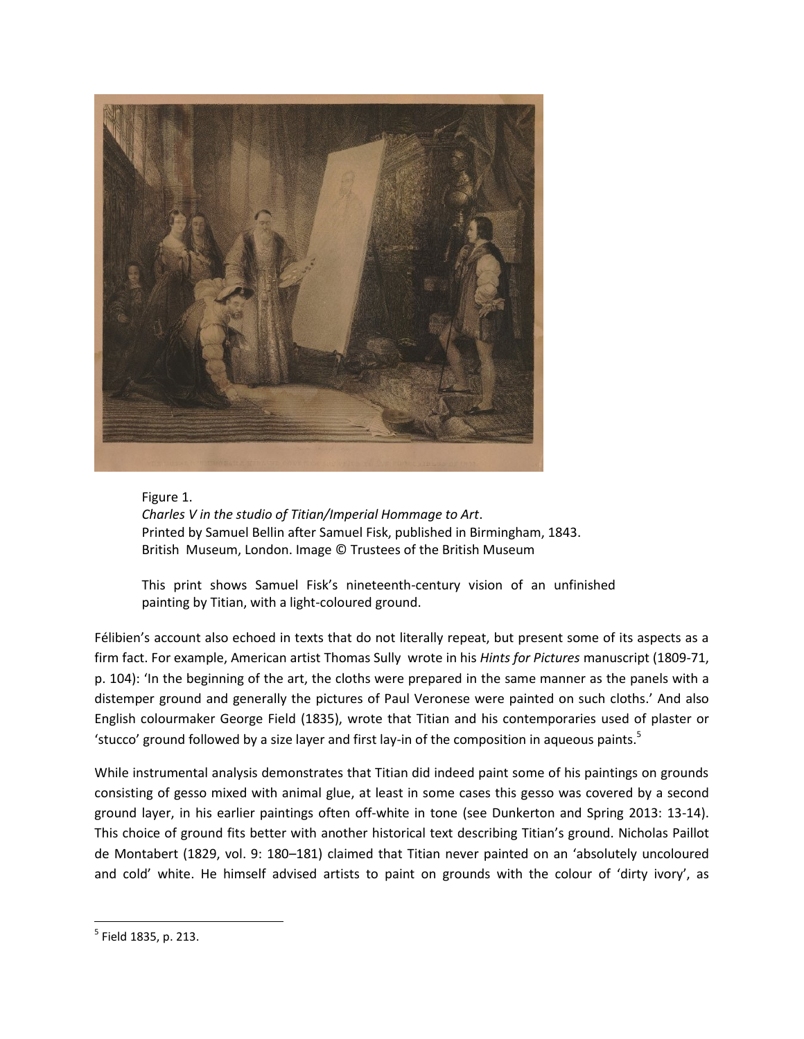Figure 1.
*Charles V in the studio of Titian/Imperial Hommage to Art*.
Printed by Samuel Bellin after Samuel Fisk, published in Birmingham, 1843.
British Museum, London. Image © Trustees of the British Museum

This print shows Samuel Fisk's nineteenth-century vision of an unfinished painting by Titian, with a light-coloured ground.

Félibien's account also echoed in texts that do not literally repeat, but present some of its aspects as a firm fact. For example, American artist Thomas Sully wrote in his *Hints for Pictures* manuscript (1809-71, p. 104): 'In the beginning of the art, the cloths were prepared in the same manner as the panels with a distemper ground and generally the pictures of Paul Veronese were painted on such cloths.' And also English colourmaker George Field (1835), wrote that Titian and his contemporaries used of plaster or 'stucco' ground followed by a size layer and first lay-in of the composition in aqueous paints.[5]

While instrumental analysis demonstrates that Titian did indeed paint some of his paintings on grounds consisting of gesso mixed with animal glue, at least in some cases this gesso was covered by a second ground layer, in his earlier paintings often off-white in tone (see Dunkerton and Spring 2013: 13-14). This choice of ground fits better with another historical text describing Titian's ground. Nicholas Paillot de Montabert (1829, vol. 9: 180–181) claimed that Titian never painted on an 'absolutely uncoloured and cold' white. He himself advised artists to paint on grounds with the colour of 'dirty ivory', as

[5] Field 1835, p. 213.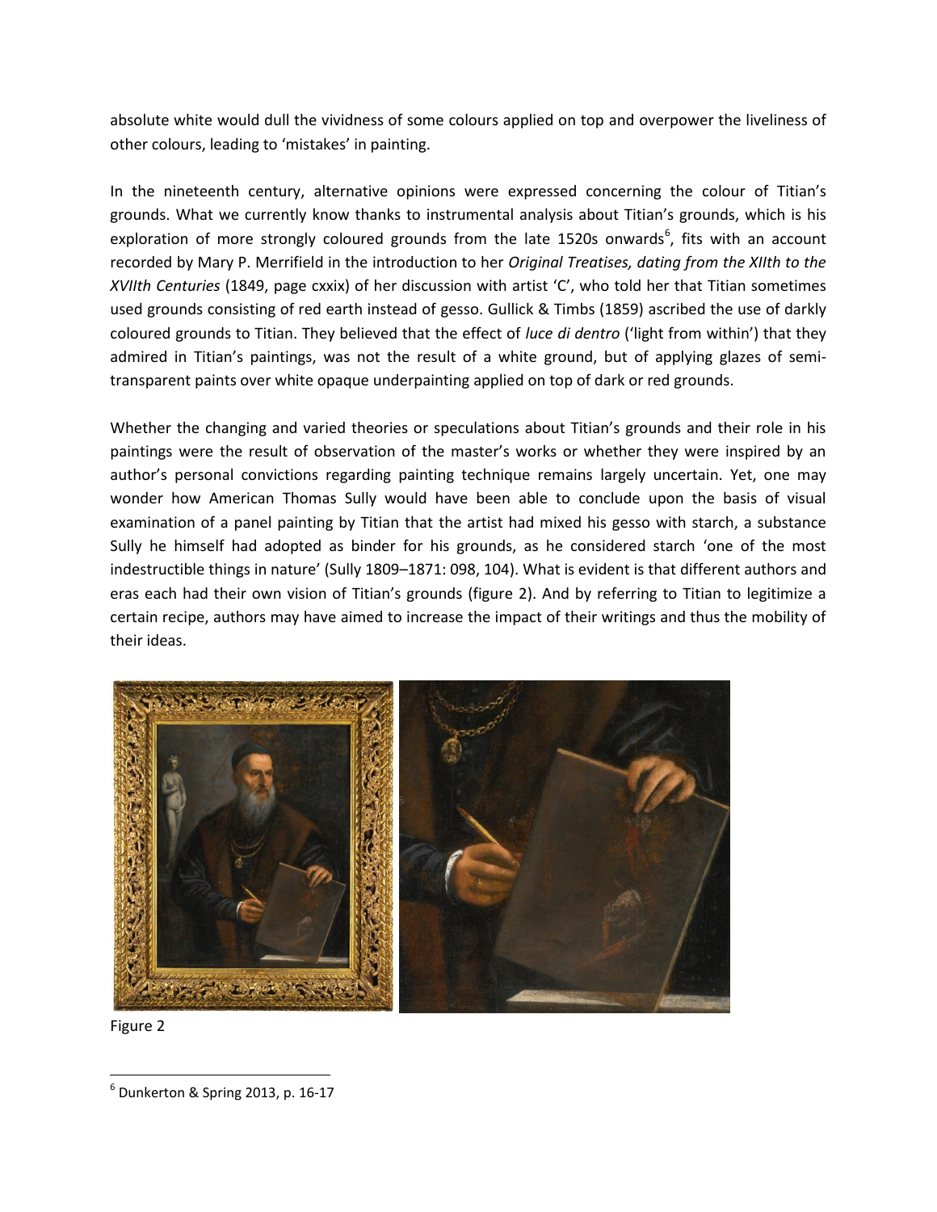absolute white would dull the vividness of some colours applied on top and overpower the liveliness of other colours, leading to 'mistakes' in painting.

In the nineteenth century, alternative opinions were expressed concerning the colour of Titian's grounds. What we currently know thanks to instrumental analysis about Titian's grounds, which is his exploration of more strongly coloured grounds from the late 1520s onwards[6], fits with an account recorded by Mary P. Merrifield in the introduction to her *Original Treatises, dating from the XIIth to the XVIIth Centuries* (1849, page cxxix) of her discussion with artist 'C', who told her that Titian sometimes used grounds consisting of red earth instead of gesso. Gullick & Timbs (1859) ascribed the use of darkly coloured grounds to Titian. They believed that the effect of *luce di dentro* ('light from within') that they admired in Titian's paintings, was not the result of a white ground, but of applying glazes of semi-transparent paints over white opaque underpainting applied on top of dark or red grounds.

Whether the changing and varied theories or speculations about Titian's grounds and their role in his paintings were the result of observation of the master's works or whether they were inspired by an author's personal convictions regarding painting technique remains largely uncertain. Yet, one may wonder how American Thomas Sully would have been able to conclude upon the basis of visual examination of a panel painting by Titian that the artist had mixed his gesso with starch, a substance Sully he himself had adopted as binder for his grounds, as he considered starch 'one of the most indestructible things in nature' (Sully 1809–1871: 098, 104). What is evident is that different authors and eras each had their own vision of Titian's grounds (figure 2). And by referring to Titian to legitimize a certain recipe, authors may have aimed to increase the impact of their writings and thus the mobility of their ideas.

Figure 2

[6] Dunkerton & Spring 2013, p. 16-17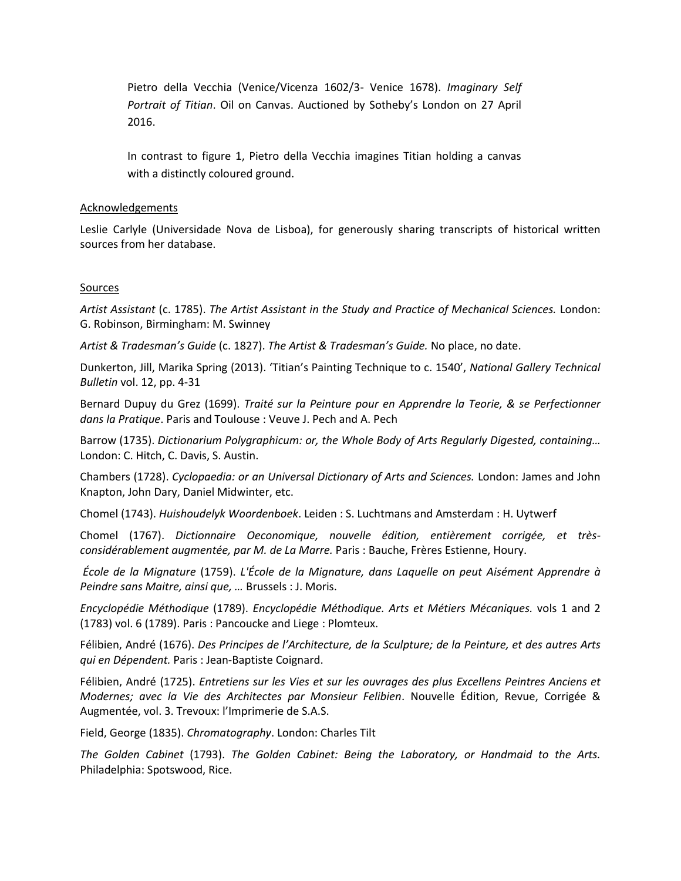Pietro della Vecchia (Venice/Vicenza 1602/3- Venice 1678). *Imaginary Self Portrait of Titian*. Oil on Canvas. Auctioned by Sotheby's London on 27 April 2016.

In contrast to figure 1, Pietro della Vecchia imagines Titian holding a canvas with a distinctly coloured ground.

## Acknowledgements

Leslie Carlyle (Universidade Nova de Lisboa), for generously sharing transcripts of historical written sources from her database.

## Sources

*Artist Assistant* (c. 1785). *The Artist Assistant in the Study and Practice of Mechanical Sciences.* London: G. Robinson, Birmingham: M. Swinney

*Artist & Tradesman's Guide* (c. 1827). *The Artist & Tradesman's Guide.* No place, no date.

Dunkerton, Jill, Marika Spring (2013). 'Titian's Painting Technique to c. 1540', *National Gallery Technical Bulletin* vol. 12, pp. 4-31

Bernard Dupuy du Grez (1699). *Traité sur la Peinture pour en Apprendre la Teorie, & se Perfectionner dans la Pratique*. Paris and Toulouse : Veuve J. Pech and A. Pech

Barrow (1735). *Dictionarium Polygraphicum: or, the Whole Body of Arts Regularly Digested, containing…* London: C. Hitch, C. Davis, S. Austin.

Chambers (1728). *Cyclopaedia: or an Universal Dictionary of Arts and Sciences.* London: James and John Knapton, John Dary, Daniel Midwinter, etc.

Chomel (1743). *Huishoudelyk Woordenboek*. Leiden : S. Luchtmans and Amsterdam : H. Uytwerf

Chomel (1767). *Dictionnaire Oeconomique, nouvelle édition, entièrement corrigée, et très-considérablement augmentée, par M. de La Marre.* Paris : Bauche, Frères Estienne, Houry.

*École de la Mignature* (1759). *L'École de la Mignature, dans Laquelle on peut Aisément Apprendre à Peindre sans Maitre, ainsi que, …* Brussels : J. Moris.

*Encyclopédie Méthodique* (1789). *Encyclopédie Méthodique. Arts et Métiers Mécaniques.* vols 1 and 2 (1783) vol. 6 (1789). Paris : Pancoucke and Liege : Plomteux.

Félibien, André (1676). *Des Principes de l'Architecture, de la Sculpture; de la Peinture, et des autres Arts qui en Dépendent.* Paris : Jean-Baptiste Coignard.

Félibien, André (1725). *Entretiens sur les Vies et sur les ouvrages des plus Excellens Peintres Anciens et Modernes; avec la Vie des Architectes par Monsieur Felibien*. Nouvelle Édition, Revue, Corrigée & Augmentée, vol. 3. Trevoux: l'Imprimerie de S.A.S.

Field, George (1835). *Chromatography*. London: Charles Tilt

*The Golden Cabinet* (1793). *The Golden Cabinet: Being the Laboratory, or Handmaid to the Arts.* Philadelphia: Spotswood, Rice.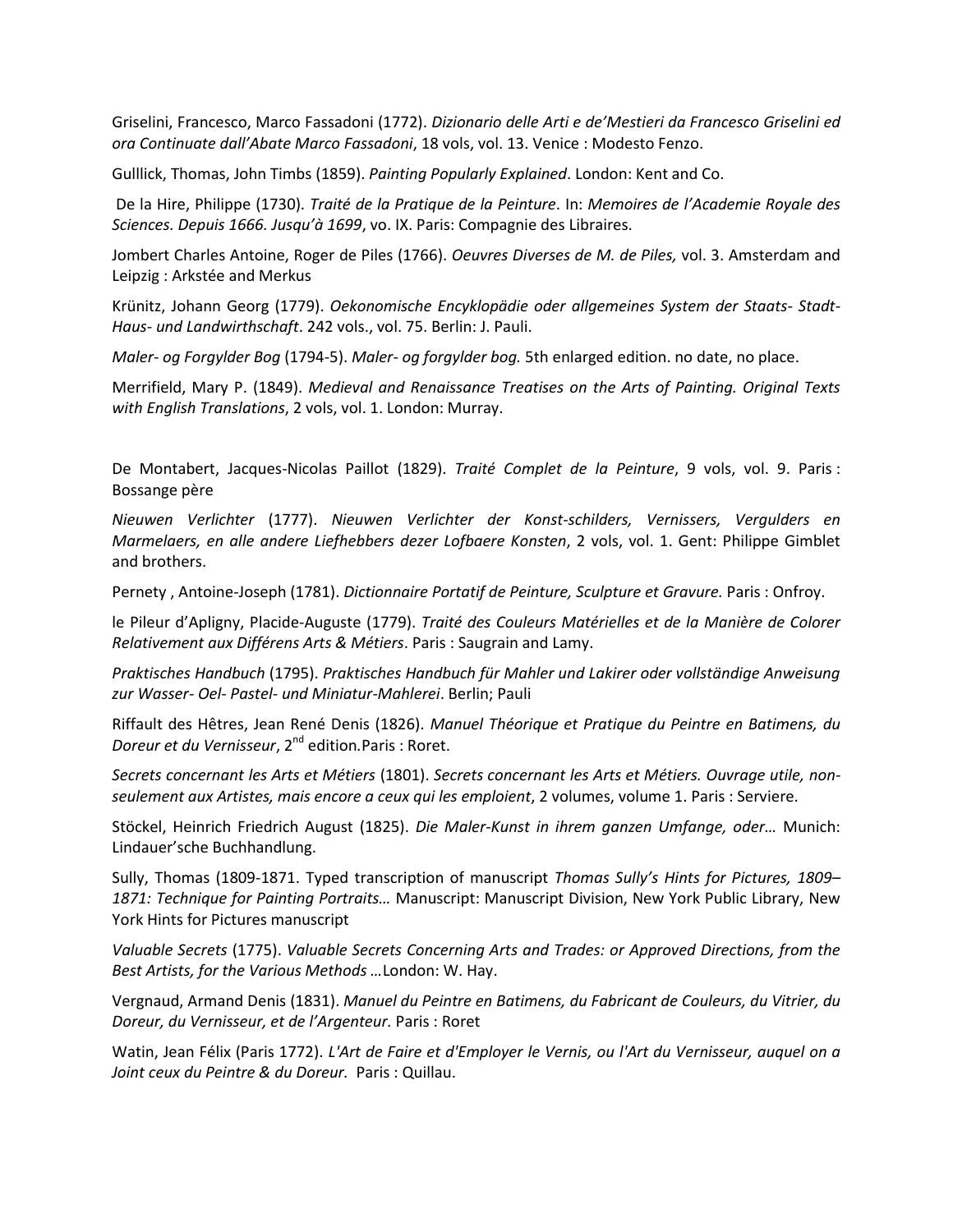Griselini, Francesco, Marco Fassadoni (1772). *Dizionario delle Arti e de'Mestieri da Francesco Griselini ed ora Continuate dall'Abate Marco Fassadoni*, 18 vols, vol. 13. Venice : Modesto Fenzo.

Gulllick, Thomas, John Timbs (1859). *Painting Popularly Explained*. London: Kent and Co.

De la Hire, Philippe (1730). *Traité de la Pratique de la Peinture*. In: *Memoires de l'Academie Royale des Sciences. Depuis 1666. Jusqu'à 1699*, vo. IX. Paris: Compagnie des Libraires.

Jombert Charles Antoine, Roger de Piles (1766). *Oeuvres Diverses de M. de Piles,* vol. 3. Amsterdam and Leipzig : Arkstée and Merkus

Krünitz, Johann Georg (1779). *Oekonomische Encyklopädie oder allgemeines System der Staats- Stadt-Haus- und Landwirthschaft*. 242 vols., vol. 75. Berlin: J. Pauli.

*Maler- og Forgylder Bog* (1794-5). *Maler- og forgylder bog.* 5th enlarged edition. no date, no place.

Merrifield, Mary P. (1849). *Medieval and Renaissance Treatises on the Arts of Painting. Original Texts with English Translations*, 2 vols, vol. 1. London: Murray.

De Montabert, Jacques-Nicolas Paillot (1829). *Traité Complet de la Peinture*, 9 vols, vol. 9. Paris : Bossange père

*Nieuwen Verlichter* (1777). *Nieuwen Verlichter der Konst-schilders, Vernissers, Vergulders en Marmelaers, en alle andere Liefhebbers dezer Lofbaere Konsten*, 2 vols, vol. 1. Gent: Philippe Gimblet and brothers.

Pernety , Antoine-Joseph (1781). *Dictionnaire Portatif de Peinture, Sculpture et Gravure.* Paris : Onfroy.

le Pileur d'Apligny, Placide-Auguste (1779). *Traité des Couleurs Matérielles et de la Manière de Colorer Relativement aux Différens Arts & Métiers*. Paris : Saugrain and Lamy.

*Praktisches Handbuch* (1795). *Praktisches Handbuch für Mahler und Lakirer oder vollständige Anweisung zur Wasser- Oel- Pastel- und Miniatur-Mahlerei*. Berlin; Pauli

Riffault des Hêtres, Jean René Denis (1826). *Manuel Théorique et Pratique du Peintre en Batimens, du Doreur et du Vernisseur*, 2nd edition.Paris : Roret.

*Secrets concernant les Arts et Métiers* (1801). *Secrets concernant les Arts et Métiers. Ouvrage utile, non-seulement aux Artistes, mais encore a ceux qui les emploient*, 2 volumes, volume 1. Paris : Serviere.

Stöckel, Heinrich Friedrich August (1825). *Die Maler-Kunst in ihrem ganzen Umfange, oder…* Munich: Lindauer'sche Buchhandlung.

Sully, Thomas (1809-1871. Typed transcription of manuscript *Thomas Sully's Hints for Pictures, 1809–1871: Technique for Painting Portraits…* Manuscript: Manuscript Division, New York Public Library, New York Hints for Pictures manuscript

*Valuable Secrets* (1775). *Valuable Secrets Concerning Arts and Trades: or Approved Directions, from the Best Artists, for the Various Methods …*London: W. Hay.

Vergnaud, Armand Denis (1831). *Manuel du Peintre en Batimens, du Fabricant de Couleurs, du Vitrier, du Doreur, du Vernisseur, et de l'Argenteur.* Paris : Roret

Watin, Jean Félix (Paris 1772). *L'Art de Faire et d'Employer le Vernis, ou l'Art du Vernisseur, auquel on a Joint ceux du Peintre & du Doreur.* Paris : Quillau.